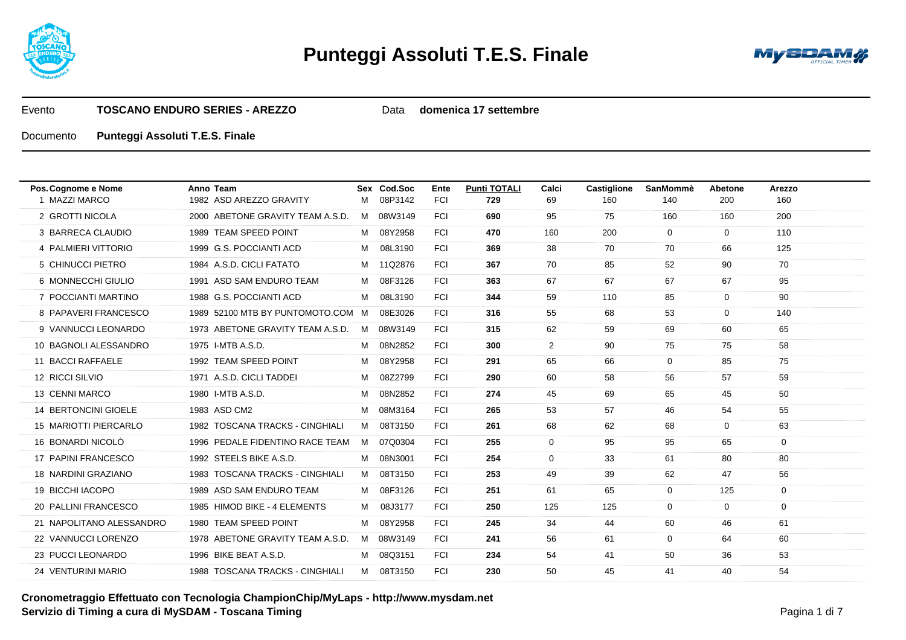# Punteggi Assoluti T.E.S. Finale

Evento **TOSCANO ENDURO SERIES - AREZZO** Data **domenica 17 settembre**

Documento **Punteggi Assoluti T.E.S. Finale**

| Pos. | Cognome e Nome | Anno | Team | Sex | Cod.Soc | Ente | Punti TOTALI | Calci | Castiglione | SanMommè | Abetone | Arezzo |
|---|---|---|---|---|---|---|---|---|---|---|---|---|
| 1 | MAZZI MARCO | 1982 | ASD AREZZO GRAVITY | M | 08P3142 | FCI | **729** | 69 | 160 | 140 | 200 | 160 |
| 2 | GROTTI NICOLA | 2000 | ABETONE GRAVITY TEAM A.S.D. | M | 08W3149 | FCI | **690** | 95 | 75 | 160 | 160 | 200 |
| 3 | BARRECA CLAUDIO | 1989 | TEAM SPEED POINT | M | 08Y2958 | FCI | **470** | 160 | 200 | 0 | 0 | 110 |
| 4 | PALMIERI VITTORIO | 1999 | G.S. POCCIANTI ACD | M | 08L3190 | FCI | **369** | 38 | 70 | 70 | 66 | 125 |
| 5 | CHINUCCI PIETRO | 1984 | A.S.D. CICLI FATATO | M | 11Q2876 | FCI | **367** | 70 | 85 | 52 | 90 | 70 |
| 6 | MONNECCHI GIULIO | 1991 | ASD SAM ENDURO TEAM | M | 08F3126 | FCI | **363** | 67 | 67 | 67 | 67 | 95 |
| 7 | POCCIANTI MARTINO | 1988 | G.S. POCCIANTI ACD | M | 08L3190 | FCI | **344** | 59 | 110 | 85 | 0 | 90 |
| 8 | PAPAVERI FRANCESCO | 1989 | 52100 MTB BY PUNTOMOTO.COM | M | 08E3026 | FCI | **316** | 55 | 68 | 53 | 0 | 140 |
| 9 | VANNUCCI LEONARDO | 1973 | ABETONE GRAVITY TEAM A.S.D. | M | 08W3149 | FCI | **315** | 62 | 59 | 69 | 60 | 65 |
| 10 | BAGNOLI ALESSANDRO | 1975 | I-MTB A.S.D. | M | 08N2852 | FCI | **300** | 2 | 90 | 75 | 75 | 58 |
| 11 | BACCI RAFFAELE | 1992 | TEAM SPEED POINT | M | 08Y2958 | FCI | **291** | 65 | 66 | 0 | 85 | 75 |
| 12 | RICCI SILVIO | 1971 | A.S.D. CICLI TADDEI | M | 08Z2799 | FCI | **290** | 60 | 58 | 56 | 57 | 59 |
| 13 | CENNI MARCO | 1980 | I-MTB A.S.D. | M | 08N2852 | FCI | **274** | 45 | 69 | 65 | 45 | 50 |
| 14 | BERTONCINI GIOELE | 1983 | ASD CM2 | M | 08M3164 | FCI | **265** | 53 | 57 | 46 | 54 | 55 |
| 15 | MARIOTTI PIERCARLO | 1982 | TOSCANA TRACKS - CINGHIALI | M | 08T3150 | FCI | **261** | 68 | 62 | 68 | 0 | 63 |
| 16 | BONARDI NICOLÒ | 1996 | PEDALE FIDENTINO RACE TEAM | M | 07Q0304 | FCI | **255** | 0 | 95 | 95 | 65 | 0 |
| 17 | PAPINI FRANCESCO | 1992 | STEELS BIKE A.S.D. | M | 08N3001 | FCI | **254** | 0 | 33 | 61 | 80 | 80 |
| 18 | NARDINI GRAZIANO | 1983 | TOSCANA TRACKS - CINGHIALI | M | 08T3150 | FCI | **253** | 49 | 39 | 62 | 47 | 56 |
| 19 | BICCHI IACOPO | 1989 | ASD SAM ENDURO TEAM | M | 08F3126 | FCI | **251** | 61 | 65 | 0 | 125 | 0 |
| 20 | PALLINI FRANCESCO | 1985 | HIMOD BIKE - 4 ELEMENTS | M | 08J3177 | FCI | **250** | 125 | 125 | 0 | 0 | 0 |
| 21 | NAPOLITANO ALESSANDRO | 1980 | TEAM SPEED POINT | M | 08Y2958 | FCI | **245** | 34 | 44 | 60 | 46 | 61 |
| 22 | VANNUCCI LORENZO | 1978 | ABETONE GRAVITY TEAM A.S.D. | M | 08W3149 | FCI | **241** | 56 | 61 | 0 | 64 | 60 |
| 23 | PUCCI LEONARDO | 1996 | BIKE BEAT A.S.D. | M | 08Q3151 | FCI | **234** | 54 | 41 | 50 | 36 | 53 |
| 24 | VENTURINI MARIO | 1988 | TOSCANA TRACKS - CINGHIALI | M | 08T3150 | FCI | **230** | 50 | 45 | 41 | 40 | 54 |

**Cronometraggio Effettuato con Tecnologia ChampionChip/MyLaps - http://www.mysdam.net**
**Servizio di Timing a cura di MySDAM - Toscana Timing**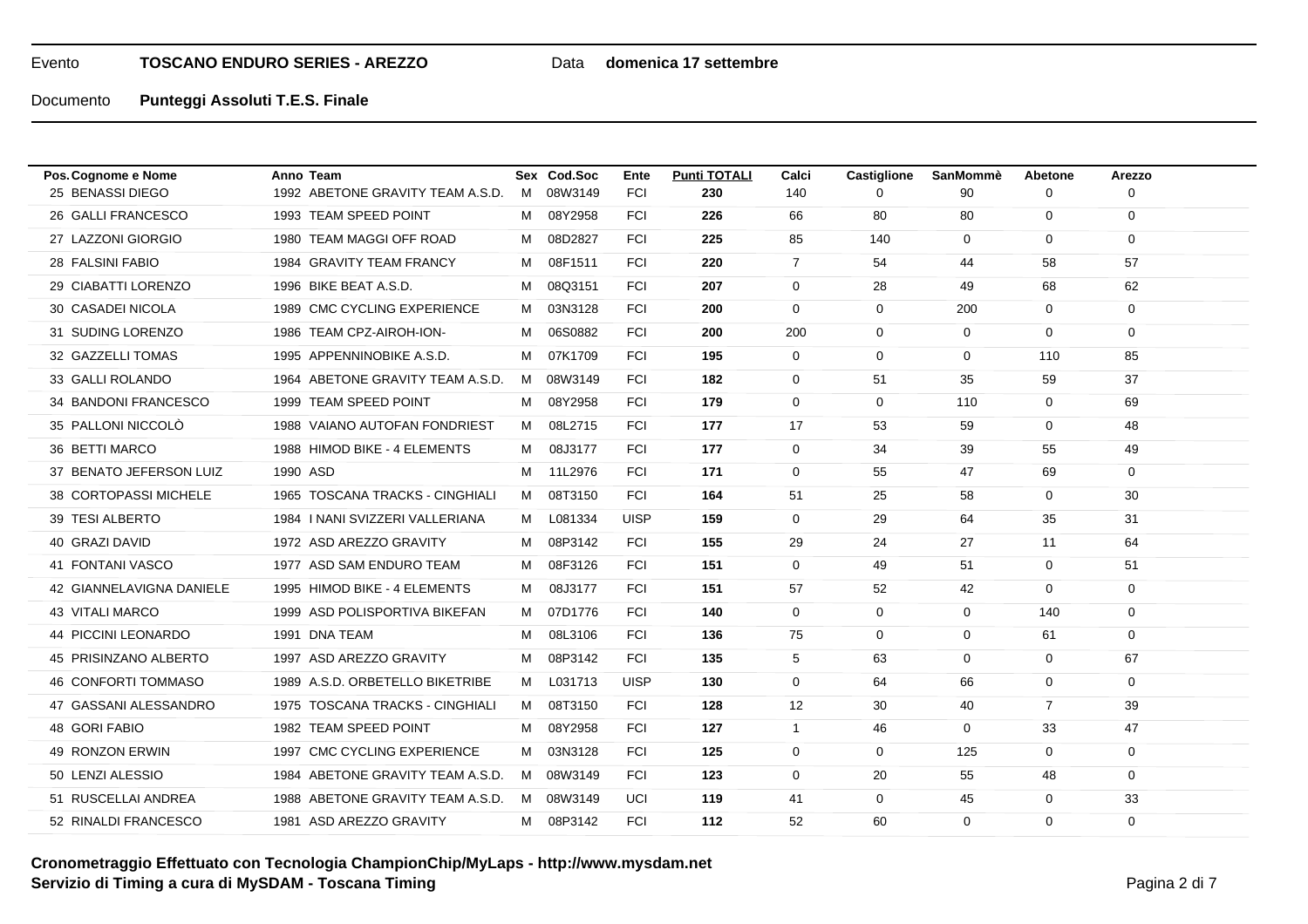Evento **TOSCANO ENDURO SERIES - AREZZO** Data **domenica 17 settembre**

Documento **Punteggi Assoluti T.E.S. Finale**

| Pos. | Cognome e Nome | Anno | Team | Sex | Cod.Soc | Ente | Punti TOTALI | Calci | Castiglione | SanMommè | Abetone | Arezzo |
|---|---|---|---|---|---|---|---|---|---|---|---|---|
| 25 | BENASSI DIEGO | 1992 | ABETONE GRAVITY TEAM A.S.D. | M | 08W3149 | FCI | **230** | 140 | 0 | 90 | 0 | 0 |
| 26 | GALLI FRANCESCO | 1993 | TEAM SPEED POINT | M | 08Y2958 | FCI | **226** | 66 | 80 | 80 | 0 | 0 |
| 27 | LAZZONI GIORGIO | 1980 | TEAM MAGGI OFF ROAD | M | 08D2827 | FCI | **225** | 85 | 140 | 0 | 0 | 0 |
| 28 | FALSINI FABIO | 1984 | GRAVITY TEAM FRANCY | M | 08F1511 | FCI | **220** | 7 | 54 | 44 | 58 | 57 |
| 29 | CIABATTI LORENZO | 1996 | BIKE BEAT A.S.D. | M | 08Q3151 | FCI | **207** | 0 | 28 | 49 | 68 | 62 |
| 30 | CASADEI NICOLA | 1989 | CMC CYCLING EXPERIENCE | M | 03N3128 | FCI | **200** | 0 | 0 | 200 | 0 | 0 |
| 31 | SUDING LORENZO | 1986 | TEAM CPZ-AIROH-ION- | M | 06S0882 | FCI | **200** | 200 | 0 | 0 | 0 | 0 |
| 32 | GAZZELLI TOMAS | 1995 | APPENNINOBIKE A.S.D. | M | 07K1709 | FCI | **195** | 0 | 0 | 0 | 110 | 85 |
| 33 | GALLI ROLANDO | 1964 | ABETONE GRAVITY TEAM A.S.D. | M | 08W3149 | FCI | **182** | 0 | 51 | 35 | 59 | 37 |
| 34 | BANDONI FRANCESCO | 1999 | TEAM SPEED POINT | M | 08Y2958 | FCI | **179** | 0 | 0 | 110 | 0 | 69 |
| 35 | PALLONI NICCOLÒ | 1988 | VAIANO AUTOFAN FONDRIEST | M | 08L2715 | FCI | **177** | 17 | 53 | 59 | 0 | 48 |
| 36 | BETTI MARCO | 1988 | HIMOD BIKE - 4 ELEMENTS | M | 08J3177 | FCI | **177** | 0 | 34 | 39 | 55 | 49 |
| 37 | BENATO JEFERSON LUIZ | 1990 | ASD | M | 11L2976 | FCI | **171** | 0 | 55 | 47 | 69 | 0 |
| 38 | CORTOPASSI MICHELE | 1965 | TOSCANA TRACKS - CINGHIALI | M | 08T3150 | FCI | **164** | 51 | 25 | 58 | 0 | 30 |
| 39 | TESI ALBERTO | 1984 | I NANI SVIZZERI VALLERIANA | M | L081334 | UISP | **159** | 0 | 29 | 64 | 35 | 31 |
| 40 | GRAZI DAVID | 1972 | ASD AREZZO GRAVITY | M | 08P3142 | FCI | **155** | 29 | 24 | 27 | 11 | 64 |
| 41 | FONTANI VASCO | 1977 | ASD SAM ENDURO TEAM | M | 08F3126 | FCI | **151** | 0 | 49 | 51 | 0 | 51 |
| 42 | GIANNELAVIGNA DANIELE | 1995 | HIMOD BIKE - 4 ELEMENTS | M | 08J3177 | FCI | **151** | 57 | 52 | 42 | 0 | 0 |
| 43 | VITALI MARCO | 1999 | ASD POLISPORTIVA BIKEFAN | M | 07D1776 | FCI | **140** | 0 | 0 | 0 | 140 | 0 |
| 44 | PICCINI LEONARDO | 1991 | DNA TEAM | M | 08L3106 | FCI | **136** | 75 | 0 | 0 | 61 | 0 |
| 45 | PRISINZANO ALBERTO | 1997 | ASD AREZZO GRAVITY | M | 08P3142 | FCI | **135** | 5 | 63 | 0 | 0 | 67 |
| 46 | CONFORTI TOMMASO | 1989 | A.S.D. ORBETELLO BIKETRIBE | M | L031713 | UISP | **130** | 0 | 64 | 66 | 0 | 0 |
| 47 | GASSANI ALESSANDRO | 1975 | TOSCANA TRACKS - CINGHIALI | M | 08T3150 | FCI | **128** | 12 | 30 | 40 | 7 | 39 |
| 48 | GORI FABIO | 1982 | TEAM SPEED POINT | M | 08Y2958 | FCI | **127** | 1 | 46 | 0 | 33 | 47 |
| 49 | RONZON ERWIN | 1997 | CMC CYCLING EXPERIENCE | M | 03N3128 | FCI | **125** | 0 | 0 | 125 | 0 | 0 |
| 50 | LENZI ALESSIO | 1984 | ABETONE GRAVITY TEAM A.S.D. | M | 08W3149 | FCI | **123** | 0 | 20 | 55 | 48 | 0 |
| 51 | RUSCELLAI ANDREA | 1988 | ABETONE GRAVITY TEAM A.S.D. | M | 08W3149 | UCI | **119** | 41 | 0 | 45 | 0 | 33 |
| 52 | RINALDI FRANCESCO | 1981 | ASD AREZZO GRAVITY | M | 08P3142 | FCI | **112** | 52 | 60 | 0 | 0 | 0 |

**Cronometraggio Effettuato con Tecnologia ChampionChip/MyLaps - http://www.mysdam.net**
**Servizio di Timing a cura di MySDAM - Toscana Timing**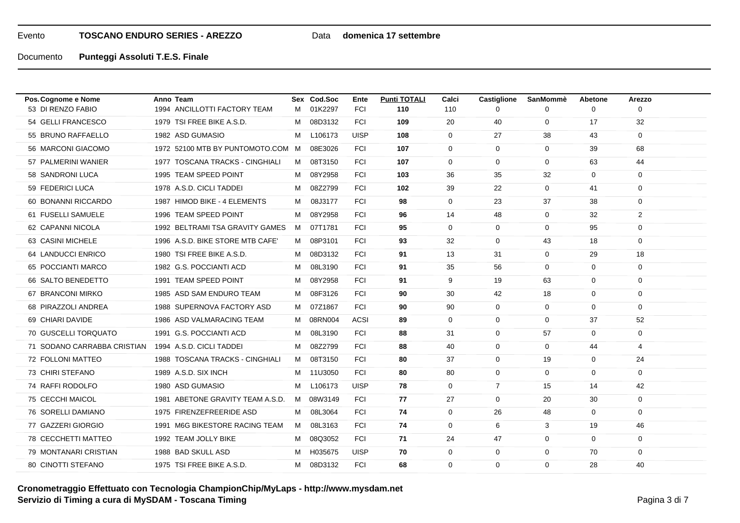Evento **TOSCANO ENDURO SERIES - AREZZO** Data **domenica 17 settembre**

Documento **Punteggi Assoluti T.E.S. Finale**

| Pos. | Cognome e Nome | Anno | Team | Sex | Cod.Soc | Ente | Punti TOTALI | Calci | Castiglione | SanMommè | Abetone | Arezzo |
|---|---|---|---|---|---|---|---|---|---|---|---|---|
| 53 | DI RENZO FABIO | 1994 | ANCILLOTTI FACTORY TEAM | M | 01K2297 | FCI | **110** | 110 | 0 | 0 | 0 | 0 |
| 54 | GELLI FRANCESCO | 1979 | TSI FREE BIKE A.S.D. | M | 08D3132 | FCI | **109** | 20 | 40 | 0 | 17 | 32 |
| 55 | BRUNO RAFFAELLO | 1982 | ASD GUMASIO | M | L106173 | UISP | **108** | 0 | 27 | 38 | 43 | 0 |
| 56 | MARCONI GIACOMO | 1972 | 52100 MTB BY PUNTOMOTO.COM | M | 08E3026 | FCI | **107** | 0 | 0 | 0 | 39 | 68 |
| 57 | PALMERINI WANIER | 1977 | TOSCANA TRACKS - CINGHIALI | M | 08T3150 | FCI | **107** | 0 | 0 | 0 | 63 | 44 |
| 58 | SANDRONI LUCA | 1995 | TEAM SPEED POINT | M | 08Y2958 | FCI | **103** | 36 | 35 | 32 | 0 | 0 |
| 59 | FEDERICI LUCA | 1978 | A.S.D. CICLI TADDEI | M | 08Z2799 | FCI | **102** | 39 | 22 | 0 | 41 | 0 |
| 60 | BONANNI RICCARDO | 1987 | HIMOD BIKE - 4 ELEMENTS | M | 08J3177 | FCI | **98** | 0 | 23 | 37 | 38 | 0 |
| 61 | FUSELLI SAMUELE | 1996 | TEAM SPEED POINT | M | 08Y2958 | FCI | **96** | 14 | 48 | 0 | 32 | 2 |
| 62 | CAPANNI NICOLA | 1992 | BELTRAMI TSA GRAVITY GAMES | M | 07T1781 | FCI | **95** | 0 | 0 | 0 | 95 | 0 |
| 63 | CASINI MICHELE | 1996 | A.S.D. BIKE STORE MTB CAFE' | M | 08P3101 | FCI | **93** | 32 | 0 | 43 | 18 | 0 |
| 64 | LANDUCCI ENRICO | 1980 | TSI FREE BIKE A.S.D. | M | 08D3132 | FCI | **91** | 13 | 31 | 0 | 29 | 18 |
| 65 | POCCIANTI MARCO | 1982 | G.S. POCCIANTI ACD | M | 08L3190 | FCI | **91** | 35 | 56 | 0 | 0 | 0 |
| 66 | SALTO BENEDETTO | 1991 | TEAM SPEED POINT | M | 08Y2958 | FCI | **91** | 9 | 19 | 63 | 0 | 0 |
| 67 | BRANCONI MIRKO | 1985 | ASD SAM ENDURO TEAM | M | 08F3126 | FCI | **90** | 30 | 42 | 18 | 0 | 0 |
| 68 | PIRAZZOLI ANDREA | 1988 | SUPERNOVA FACTORY ASD | M | 07Z1867 | FCI | **90** | 90 | 0 | 0 | 0 | 0 |
| 69 | CHIARI DAVIDE | 1986 | ASD VALMARACING TEAM | M | 08RN004 | ACSI | **89** | 0 | 0 | 0 | 37 | 52 |
| 70 | GUSCELLI TORQUATO | 1991 | G.S. POCCIANTI ACD | M | 08L3190 | FCI | **88** | 31 | 0 | 57 | 0 | 0 |
| 71 | SODANO CARRABBA CRISTIAN | 1994 | A.S.D. CICLI TADDEI | M | 08Z2799 | FCI | **88** | 40 | 0 | 0 | 44 | 4 |
| 72 | FOLLONI MATTEO | 1988 | TOSCANA TRACKS - CINGHIALI | M | 08T3150 | FCI | **80** | 37 | 0 | 19 | 0 | 24 |
| 73 | CHIRI STEFANO | 1989 | A.S.D. SIX INCH | M | 11U3050 | FCI | **80** | 80 | 0 | 0 | 0 | 0 |
| 74 | RAFFI RODOLFO | 1980 | ASD GUMASIO | M | L106173 | UISP | **78** | 0 | 7 | 15 | 14 | 42 |
| 75 | CECCHI MAICOL | 1981 | ABETONE GRAVITY TEAM A.S.D. | M | 08W3149 | FCI | **77** | 27 | 0 | 20 | 30 | 0 |
| 76 | SORELLI DAMIANO | 1975 | FIRENZEFREERIDE ASD | M | 08L3064 | FCI | **74** | 0 | 26 | 48 | 0 | 0 |
| 77 | GAZZERI GIORGIO | 1991 | M6G BIKESTORE RACING TEAM | M | 08L3163 | FCI | **74** | 0 | 6 | 3 | 19 | 46 |
| 78 | CECCHETTI MATTEO | 1992 | TEAM JOLLY BIKE | M | 08Q3052 | FCI | **71** | 24 | 47 | 0 | 0 | 0 |
| 79 | MONTANARI CRISTIAN | 1988 | BAD SKULL ASD | M | H035675 | UISP | **70** | 0 | 0 | 0 | 70 | 0 |
| 80 | CINOTTI STEFANO | 1975 | TSI FREE BIKE A.S.D. | M | 08D3132 | FCI | **68** | 0 | 0 | 0 | 28 | 40 |

**Cronometraggio Effettuato con Tecnologia ChampionChip/MyLaps - http://www.mysdam.net**
**Servizio di Timing a cura di MySDAM - Toscana Timing**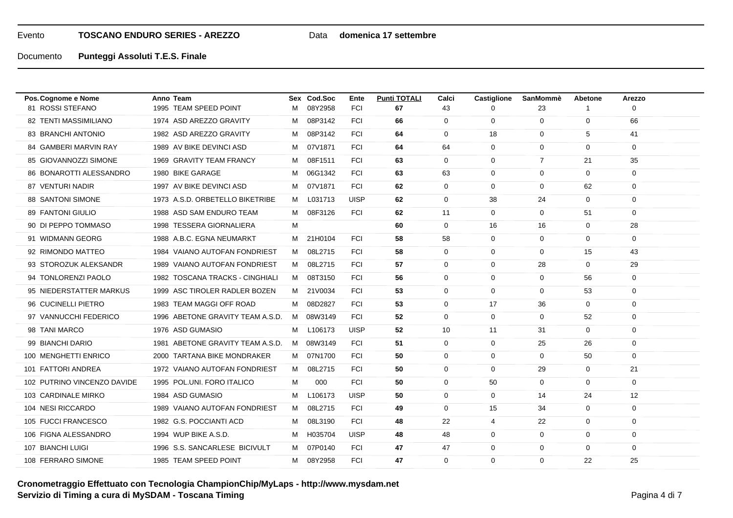Evento **TOSCANO ENDURO SERIES - AREZZO** Data **domenica 17 settembre**

Documento **Punteggi Assoluti T.E.S. Finale**

| Pos. | Cognome e Nome | Anno | Team | Sex | Cod.Soc | Ente | Punti TOTALI | Calci | Castiglione | SanMommè | Abetone | Arezzo |
|---|---|---|---|---|---|---|---|---|---|---|---|---|
| 81 | ROSSI STEFANO | 1995 | TEAM SPEED POINT | M | 08Y2958 | FCI | **67** | 43 | 0 | 23 | 1 | 0 |
| 82 | TENTI MASSIMILIANO | 1974 | ASD AREZZO GRAVITY | M | 08P3142 | FCI | **66** | 0 | 0 | 0 | 0 | 66 |
| 83 | BRANCHI ANTONIO | 1982 | ASD AREZZO GRAVITY | M | 08P3142 | FCI | **64** | 0 | 18 | 0 | 5 | 41 |
| 84 | GAMBERI MARVIN RAY | 1989 | AV BIKE DEVINCI ASD | M | 07V1871 | FCI | **64** | 64 | 0 | 0 | 0 | 0 |
| 85 | GIOVANNOZZI SIMONE | 1969 | GRAVITY TEAM FRANCY | M | 08F1511 | FCI | **63** | 0 | 0 | 7 | 21 | 35 |
| 86 | BONAROTTI ALESSANDRO | 1980 | BIKE GARAGE | M | 06G1342 | FCI | **63** | 63 | 0 | 0 | 0 | 0 |
| 87 | VENTURI NADIR | 1997 | AV BIKE DEVINCI ASD | M | 07V1871 | FCI | **62** | 0 | 0 | 0 | 62 | 0 |
| 88 | SANTONI SIMONE | 1973 | A.S.D. ORBETELLO BIKETRIBE | M | L031713 | UISP | **62** | 0 | 38 | 24 | 0 | 0 |
| 89 | FANTONI GIULIO | 1988 | ASD SAM ENDURO TEAM | M | 08F3126 | FCI | **62** | 11 | 0 | 0 | 51 | 0 |
| 90 | DI PEPPO TOMMASO | 1998 | TESSERA GIORNALIERA | M | | | **60** | 0 | 16 | 16 | 0 | 28 |
| 91 | WIDMANN GEORG | 1988 | A.B.C. EGNA NEUMARKT | M | 21H0104 | FCI | **58** | 58 | 0 | 0 | 0 | 0 |
| 92 | RIMONDO MATTEO | 1984 | VAIANO AUTOFAN FONDRIEST | M | 08L2715 | FCI | **58** | 0 | 0 | 0 | 15 | 43 |
| 93 | STOROZUK ALEKSANDR | 1989 | VAIANO AUTOFAN FONDRIEST | M | 08L2715 | FCI | **57** | 0 | 0 | 28 | 0 | 29 |
| 94 | TONLORENZI PAOLO | 1982 | TOSCANA TRACKS - CINGHIALI | M | 08T3150 | FCI | **56** | 0 | 0 | 0 | 56 | 0 |
| 95 | NIEDERSTATTER MARKUS | 1999 | ASC TIROLER RADLER BOZEN | M | 21V0034 | FCI | **53** | 0 | 0 | 0 | 53 | 0 |
| 96 | CUCINELLI PIETRO | 1983 | TEAM MAGGI OFF ROAD | M | 08D2827 | FCI | **53** | 0 | 17 | 36 | 0 | 0 |
| 97 | VANNUCCHI FEDERICO | 1996 | ABETONE GRAVITY TEAM A.S.D. | M | 08W3149 | FCI | **52** | 0 | 0 | 0 | 52 | 0 |
| 98 | TANI MARCO | 1976 | ASD GUMASIO | M | L106173 | UISP | **52** | 10 | 11 | 31 | 0 | 0 |
| 99 | BIANCHI DARIO | 1981 | ABETONE GRAVITY TEAM A.S.D. | M | 08W3149 | FCI | **51** | 0 | 0 | 25 | 26 | 0 |
| 100 | MENGHETTI ENRICO | 2000 | TARTANA BIKE MONDRAKER | M | 07N1700 | FCI | **50** | 0 | 0 | 0 | 50 | 0 |
| 101 | FATTORI ANDREA | 1972 | VAIANO AUTOFAN FONDRIEST | M | 08L2715 | FCI | **50** | 0 | 0 | 29 | 0 | 21 |
| 102 | PUTRINO VINCENZO DAVIDE | 1995 | POL.UNI. FORO ITALICO | M | 000 | FCI | **50** | 0 | 50 | 0 | 0 | 0 |
| 103 | CARDINALE MIRKO | 1984 | ASD GUMASIO | M | L106173 | UISP | **50** | 0 | 0 | 14 | 24 | 12 |
| 104 | NESI RICCARDO | 1989 | VAIANO AUTOFAN FONDRIEST | M | 08L2715 | FCI | **49** | 0 | 15 | 34 | 0 | 0 |
| 105 | FUCCI FRANCESCO | 1982 | G.S. POCCIANTI ACD | M | 08L3190 | FCI | **48** | 22 | 4 | 22 | 0 | 0 |
| 106 | FIGNA ALESSANDRO | 1994 | WUP BIKE A.S.D. | M | H035704 | UISP | **48** | 48 | 0 | 0 | 0 | 0 |
| 107 | BIANCHI LUIGI | 1996 | S.S. SANCARLESE BICIVULT | M | 07P0140 | FCI | **47** | 47 | 0 | 0 | 0 | 0 |
| 108 | FERRARO SIMONE | 1985 | TEAM SPEED POINT | M | 08Y2958 | FCI | **47** | 0 | 0 | 0 | 22 | 25 |

**Cronometraggio Effettuato con Tecnologia ChampionChip/MyLaps - http://www.mysdam.net**
**Servizio di Timing a cura di MySDAM - Toscana Timing**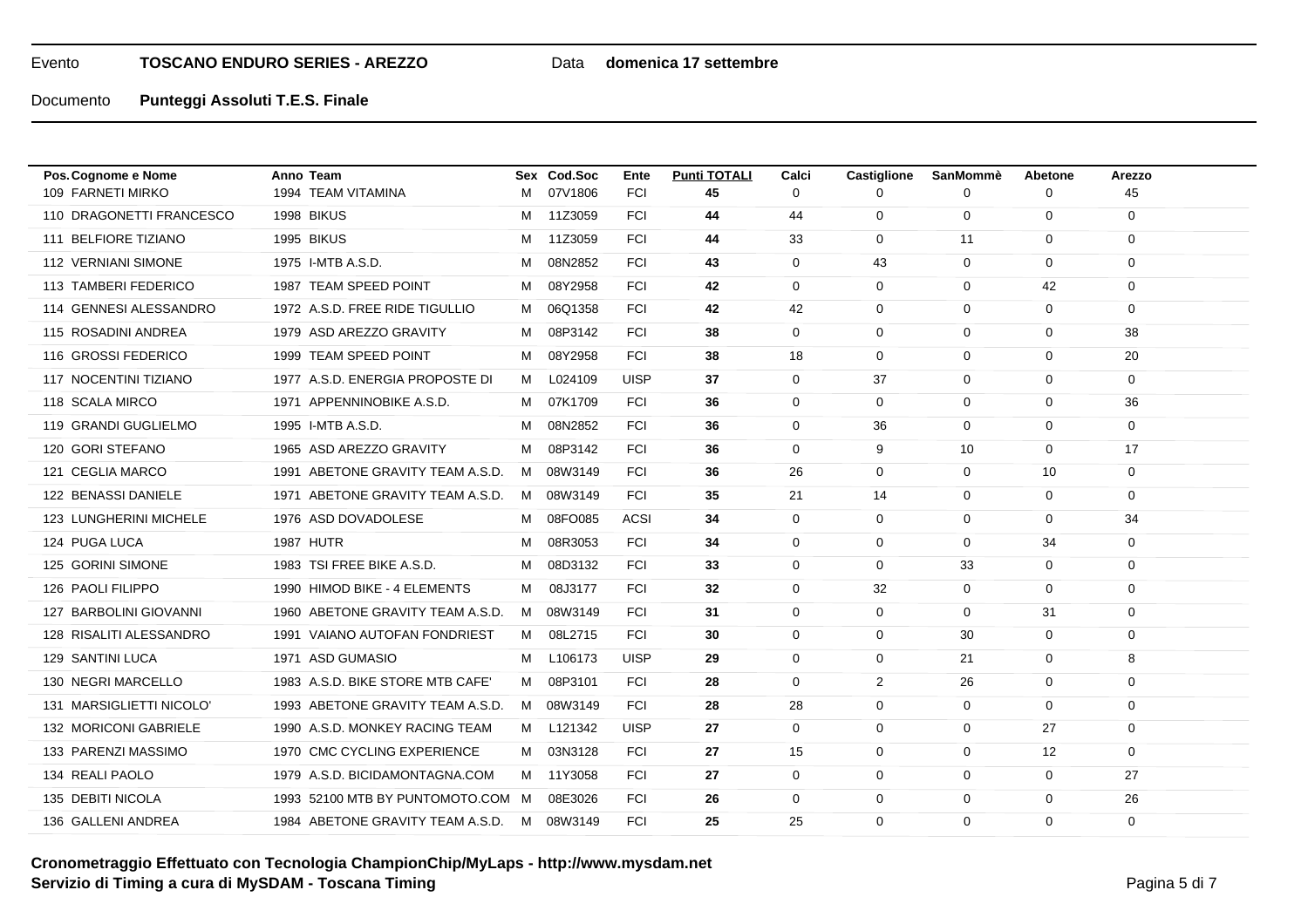Evento **TOSCANO ENDURO SERIES - AREZZO** Data **domenica 17 settembre**

Documento **Punteggi Assoluti T.E.S. Finale**

| Pos. | Cognome e Nome | Anno | Team | Sex | Cod.Soc | Ente | Punti TOTALI | Calci | Castiglione | SanMommè | Abetone | Arezzo |
|---|---|---|---|---|---|---|---|---|---|---|---|---|
| 109 | FARNETI MIRKO | 1994 | TEAM VITAMINA | M | 07V1806 | FCI | **45** | 0 | 0 | 0 | 0 | 45 |
| 110 | DRAGONETTI FRANCESCO | 1998 | BIKUS | M | 11Z3059 | FCI | **44** | 44 | 0 | 0 | 0 | 0 |
| 111 | BELFIORE TIZIANO | 1995 | BIKUS | M | 11Z3059 | FCI | **44** | 33 | 0 | 11 | 0 | 0 |
| 112 | VERNIANI SIMONE | 1975 | I-MTB A.S.D. | M | 08N2852 | FCI | **43** | 0 | 43 | 0 | 0 | 0 |
| 113 | TAMBERI FEDERICO | 1987 | TEAM SPEED POINT | M | 08Y2958 | FCI | **42** | 0 | 0 | 0 | 42 | 0 |
| 114 | GENNESI ALESSANDRO | 1972 | A.S.D. FREE RIDE TIGULLIO | M | 06Q1358 | FCI | **42** | 42 | 0 | 0 | 0 | 0 |
| 115 | ROSADINI ANDREA | 1979 | ASD AREZZO GRAVITY | M | 08P3142 | FCI | **38** | 0 | 0 | 0 | 0 | 38 |
| 116 | GROSSI FEDERICO | 1999 | TEAM SPEED POINT | M | 08Y2958 | FCI | **38** | 18 | 0 | 0 | 0 | 20 |
| 117 | NOCENTINI TIZIANO | 1977 | A.S.D. ENERGIA PROPOSTE DI | M | L024109 | UISP | **37** | 0 | 37 | 0 | 0 | 0 |
| 118 | SCALA MIRCO | 1971 | APPENNINOBIKE A.S.D. | M | 07K1709 | FCI | **36** | 0 | 0 | 0 | 0 | 36 |
| 119 | GRANDI GUGLIELMO | 1995 | I-MTB A.S.D. | M | 08N2852 | FCI | **36** | 0 | 36 | 0 | 0 | 0 |
| 120 | GORI STEFANO | 1965 | ASD AREZZO GRAVITY | M | 08P3142 | FCI | **36** | 0 | 9 | 10 | 0 | 17 |
| 121 | CEGLIA MARCO | 1991 | ABETONE GRAVITY TEAM A.S.D. | M | 08W3149 | FCI | **36** | 26 | 0 | 0 | 10 | 0 |
| 122 | BENASSI DANIELE | 1971 | ABETONE GRAVITY TEAM A.S.D. | M | 08W3149 | FCI | **35** | 21 | 14 | 0 | 0 | 0 |
| 123 | LUNGHERINI MICHELE | 1976 | ASD DOVADOLESE | M | 08FO085 | ACSI | **34** | 0 | 0 | 0 | 0 | 34 |
| 124 | PUGA LUCA | 1987 | HUTR | M | 08R3053 | FCI | **34** | 0 | 0 | 0 | 34 | 0 |
| 125 | GORINI SIMONE | 1983 | TSI FREE BIKE A.S.D. | M | 08D3132 | FCI | **33** | 0 | 0 | 33 | 0 | 0 |
| 126 | PAOLI FILIPPO | 1990 | HIMOD BIKE - 4 ELEMENTS | M | 08J3177 | FCI | **32** | 0 | 32 | 0 | 0 | 0 |
| 127 | BARBOLINI GIOVANNI | 1960 | ABETONE GRAVITY TEAM A.S.D. | M | 08W3149 | FCI | **31** | 0 | 0 | 0 | 31 | 0 |
| 128 | RISALITI ALESSANDRO | 1991 | VAIANO AUTOFAN FONDRIEST | M | 08L2715 | FCI | **30** | 0 | 0 | 30 | 0 | 0 |
| 129 | SANTINI LUCA | 1971 | ASD GUMASIO | M | L106173 | UISP | **29** | 0 | 0 | 21 | 0 | 8 |
| 130 | NEGRI MARCELLO | 1983 | A.S.D. BIKE STORE MTB CAFE' | M | 08P3101 | FCI | **28** | 0 | 2 | 26 | 0 | 0 |
| 131 | MARSIGLIETTI NICOLO' | 1993 | ABETONE GRAVITY TEAM A.S.D. | M | 08W3149 | FCI | **28** | 28 | 0 | 0 | 0 | 0 |
| 132 | MORICONI GABRIELE | 1990 | A.S.D. MONKEY RACING TEAM | M | L121342 | UISP | **27** | 0 | 0 | 0 | 27 | 0 |
| 133 | PARENZI MASSIMO | 1970 | CMC CYCLING EXPERIENCE | M | 03N3128 | FCI | **27** | 15 | 0 | 0 | 12 | 0 |
| 134 | REALI PAOLO | 1979 | A.S.D. BICIDAMONTAGNA.COM | M | 11Y3058 | FCI | **27** | 0 | 0 | 0 | 0 | 27 |
| 135 | DEBITI NICOLA | 1993 | 52100 MTB BY PUNTOMOTO.COM | M | 08E3026 | FCI | **26** | 0 | 0 | 0 | 0 | 26 |
| 136 | GALLENI ANDREA | 1984 | ABETONE GRAVITY TEAM A.S.D. | M | 08W3149 | FCI | **25** | 25 | 0 | 0 | 0 | 0 |

**Cronometraggio Effettuato con Tecnologia ChampionChip/MyLaps - http://www.mysdam.net**
**Servizio di Timing a cura di MySDAM - Toscana Timing**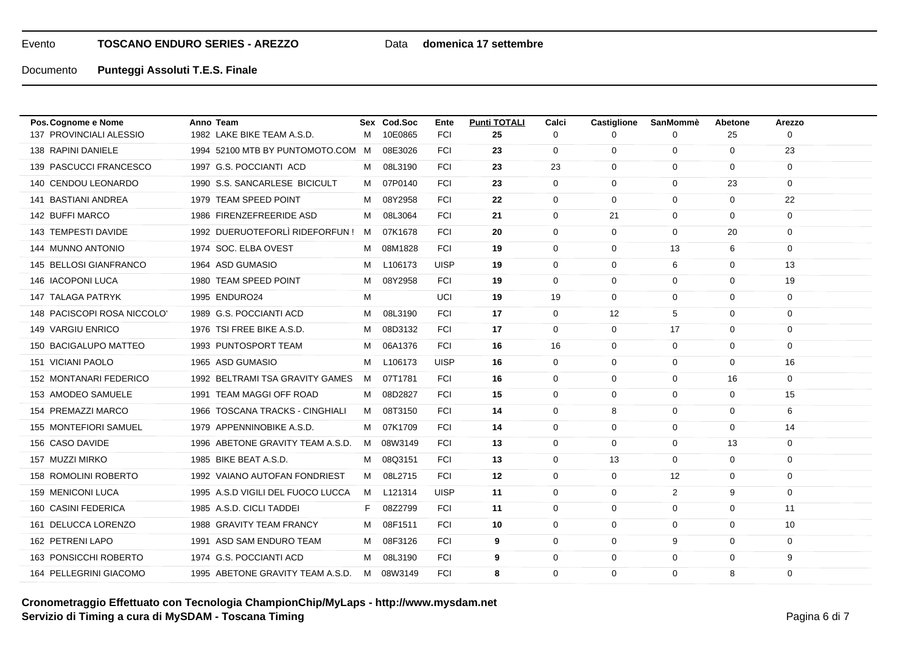Evento **TOSCANO ENDURO SERIES - AREZZO** Data **domenica 17 settembre**

Documento **Punteggi Assoluti T.E.S. Finale**

| Pos. | Cognome e Nome | Anno | Team | Sex | Cod.Soc | Ente | Punti TOTALI | Calci | Castiglione | SanMommè | Abetone | Arezzo |
|---|---|---|---|---|---|---|---|---|---|---|---|---|
| 137 | PROVINCIALI ALESSIO | 1982 | LAKE BIKE TEAM A.S.D. | M | 10E0865 | FCI | **25** | 0 | 0 | 0 | 25 | 0 |
| 138 | RAPINI DANIELE | 1994 | 52100 MTB BY PUNTOMOTO.COM | M | 08E3026 | FCI | **23** | 0 | 0 | 0 | 0 | 23 |
| 139 | PASCUCCI FRANCESCO | 1997 | G.S. POCCIANTI ACD | M | 08L3190 | FCI | **23** | 23 | 0 | 0 | 0 | 0 |
| 140 | CENDOU LEONARDO | 1990 | S.S. SANCARLESE BICICULT | M | 07P0140 | FCI | **23** | 0 | 0 | 0 | 23 | 0 |
| 141 | BASTIANI ANDREA | 1979 | TEAM SPEED POINT | M | 08Y2958 | FCI | **22** | 0 | 0 | 0 | 0 | 22 |
| 142 | BUFFI MARCO | 1986 | FIRENZEFREERIDE ASD | M | 08L3064 | FCI | **21** | 0 | 21 | 0 | 0 | 0 |
| 143 | TEMPESTI DAVIDE | 1992 | DUERUOTEFORLÌ RIDEFORFUN ! | M | 07K1678 | FCI | **20** | 0 | 0 | 0 | 20 | 0 |
| 144 | MUNNO ANTONIO | 1974 | SOC. ELBA OVEST | M | 08M1828 | FCI | **19** | 0 | 0 | 13 | 6 | 0 |
| 145 | BELLOSI GIANFRANCO | 1964 | ASD GUMASIO | M | L106173 | UISP | **19** | 0 | 0 | 6 | 0 | 13 |
| 146 | IACOPONI LUCA | 1980 | TEAM SPEED POINT | M | 08Y2958 | FCI | **19** | 0 | 0 | 0 | 0 | 19 |
| 147 | TALAGA PATRYK | 1995 | ENDURO24 | M | | UCI | **19** | 19 | 0 | 0 | 0 | 0 |
| 148 | PACISCOPI ROSA NICCOLO' | 1989 | G.S. POCCIANTI ACD | M | 08L3190 | FCI | **17** | 0 | 12 | 5 | 0 | 0 |
| 149 | VARGIU ENRICO | 1976 | TSI FREE BIKE A.S.D. | M | 08D3132 | FCI | **17** | 0 | 0 | 17 | 0 | 0 |
| 150 | BACIGALUPO MATTEO | 1993 | PUNTOSPORT TEAM | M | 06A1376 | FCI | **16** | 16 | 0 | 0 | 0 | 0 |
| 151 | VICIANI PAOLO | 1965 | ASD GUMASIO | M | L106173 | UISP | **16** | 0 | 0 | 0 | 0 | 16 |
| 152 | MONTANARI FEDERICO | 1992 | BELTRAMI TSA GRAVITY GAMES | M | 07T1781 | FCI | **16** | 0 | 0 | 0 | 16 | 0 |
| 153 | AMODEO SAMUELE | 1991 | TEAM MAGGI OFF ROAD | M | 08D2827 | FCI | **15** | 0 | 0 | 0 | 0 | 15 |
| 154 | PREMAZZI MARCO | 1966 | TOSCANA TRACKS - CINGHIALI | M | 08T3150 | FCI | **14** | 0 | 8 | 0 | 0 | 6 |
| 155 | MONTEFIORI SAMUEL | 1979 | APPENNINOBIKE A.S.D. | M | 07K1709 | FCI | **14** | 0 | 0 | 0 | 0 | 14 |
| 156 | CASO DAVIDE | 1996 | ABETONE GRAVITY TEAM A.S.D. | M | 08W3149 | FCI | **13** | 0 | 0 | 0 | 13 | 0 |
| 157 | MUZZI MIRKO | 1985 | BIKE BEAT A.S.D. | M | 08Q3151 | FCI | **13** | 0 | 13 | 0 | 0 | 0 |
| 158 | ROMOLINI ROBERTO | 1992 | VAIANO AUTOFAN FONDRIEST | M | 08L2715 | FCI | **12** | 0 | 0 | 12 | 0 | 0 |
| 159 | MENICONI LUCA | 1995 | A.S.D VIGILI DEL FUOCO LUCCA | M | L121314 | UISP | **11** | 0 | 0 | 2 | 9 | 0 |
| 160 | CASINI FEDERICA | 1985 | A.S.D. CICLI TADDEI | F | 08Z2799 | FCI | **11** | 0 | 0 | 0 | 0 | 11 |
| 161 | DELUCCA LORENZO | 1988 | GRAVITY TEAM FRANCY | M | 08F1511 | FCI | **10** | 0 | 0 | 0 | 0 | 10 |
| 162 | PETRENI LAPO | 1991 | ASD SAM ENDURO TEAM | M | 08F3126 | FCI | **9** | 0 | 0 | 9 | 0 | 0 |
| 163 | PONSICCHI ROBERTO | 1974 | G.S. POCCIANTI ACD | M | 08L3190 | FCI | **9** | 0 | 0 | 0 | 0 | 9 |
| 164 | PELLEGRINI GIACOMO | 1995 | ABETONE GRAVITY TEAM A.S.D. | M | 08W3149 | FCI | **8** | 0 | 0 | 0 | 8 | 0 |

**Cronometraggio Effettuato con Tecnologia ChampionChip/MyLaps - http://www.mysdam.net**
**Servizio di Timing a cura di MySDAM - Toscana Timing**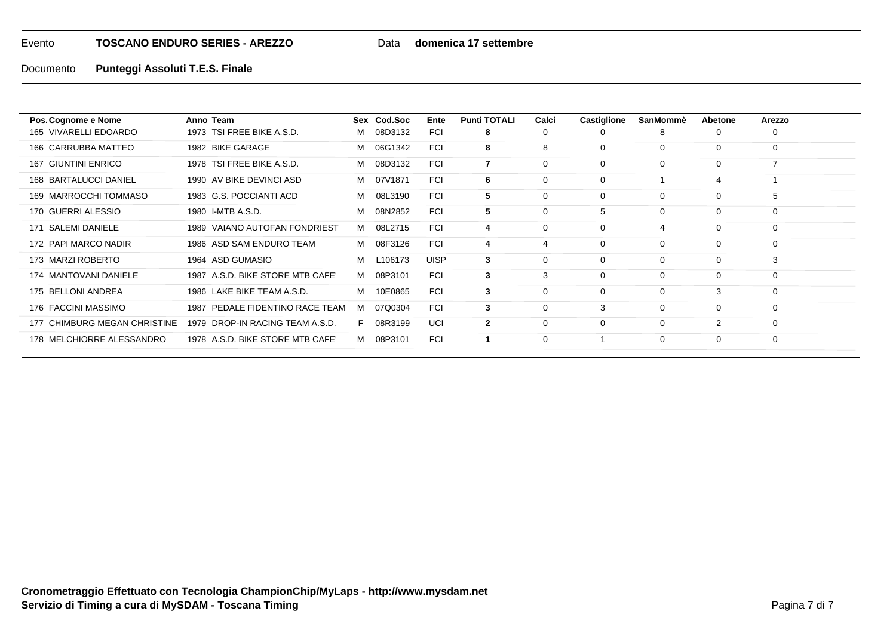Evento **TOSCANO ENDURO SERIES - AREZZO** Data **domenica 17 settembre**

Documento **Punteggi Assoluti T.E.S. Finale**

| Pos. | Cognome e Nome | Anno | Team | Sex | Cod.Soc | Ente | Punti TOTALI | Calci | Castiglione | SanMommè | Abetone | Arezzo |
|---|---|---|---|---|---|---|---|---|---|---|---|---|
| 165 | VIVARELLI EDOARDO | 1973 | TSI FREE BIKE A.S.D. | M | 08D3132 | FCI | **8** | 0 | 0 | 8 | 0 | 0 |
| 166 | CARRUBBA MATTEO | 1982 | BIKE GARAGE | M | 06G1342 | FCI | **8** | 8 | 0 | 0 | 0 | 0 |
| 167 | GIUNTINI ENRICO | 1978 | TSI FREE BIKE A.S.D. | M | 08D3132 | FCI | **7** | 0 | 0 | 0 | 0 | 7 |
| 168 | BARTALUCCI DANIEL | 1990 | AV BIKE DEVINCI ASD | M | 07V1871 | FCI | **6** | 0 | 0 | 1 | 4 | 1 |
| 169 | MARROCCHI TOMMASO | 1983 | G.S. POCCIANTI ACD | M | 08L3190 | FCI | **5** | 0 | 0 | 0 | 0 | 5 |
| 170 | GUERRI ALESSIO | 1980 | I-MTB A.S.D. | M | 08N2852 | FCI | **5** | 0 | 5 | 0 | 0 | 0 |
| 171 | SALEMI DANIELE | 1989 | VAIANO AUTOFAN FONDRIEST | M | 08L2715 | FCI | **4** | 0 | 0 | 4 | 0 | 0 |
| 172 | PAPI MARCO NADIR | 1986 | ASD SAM ENDURO TEAM | M | 08F3126 | FCI | **4** | 4 | 0 | 0 | 0 | 0 |
| 173 | MARZI ROBERTO | 1964 | ASD GUMASIO | M | L106173 | UISP | **3** | 0 | 0 | 0 | 0 | 3 |
| 174 | MANTOVANI DANIELE | 1987 | A.S.D. BIKE STORE MTB CAFE' | M | 08P3101 | FCI | **3** | 3 | 0 | 0 | 0 | 0 |
| 175 | BELLONI ANDREA | 1986 | LAKE BIKE TEAM A.S.D. | M | 10E0865 | FCI | **3** | 0 | 0 | 0 | 3 | 0 |
| 176 | FACCINI MASSIMO | 1987 | PEDALE FIDENTINO RACE TEAM | M | 07Q0304 | FCI | **3** | 0 | 3 | 0 | 0 | 0 |
| 177 | CHIMBURG MEGAN CHRISTINE | 1979 | DROP-IN RACING TEAM A.S.D. | F | 08R3199 | UCI | **2** | 0 | 0 | 0 | 2 | 0 |
| 178 | MELCHIORRE ALESSANDRO | 1978 | A.S.D. BIKE STORE MTB CAFE' | M | 08P3101 | FCI | **1** | 0 | 1 | 0 | 0 | 0 |

**Cronometraggio Effettuato con Tecnologia ChampionChip/MyLaps - http://www.mysdam.net**
**Servizio di Timing a cura di MySDAM - Toscana Timing**